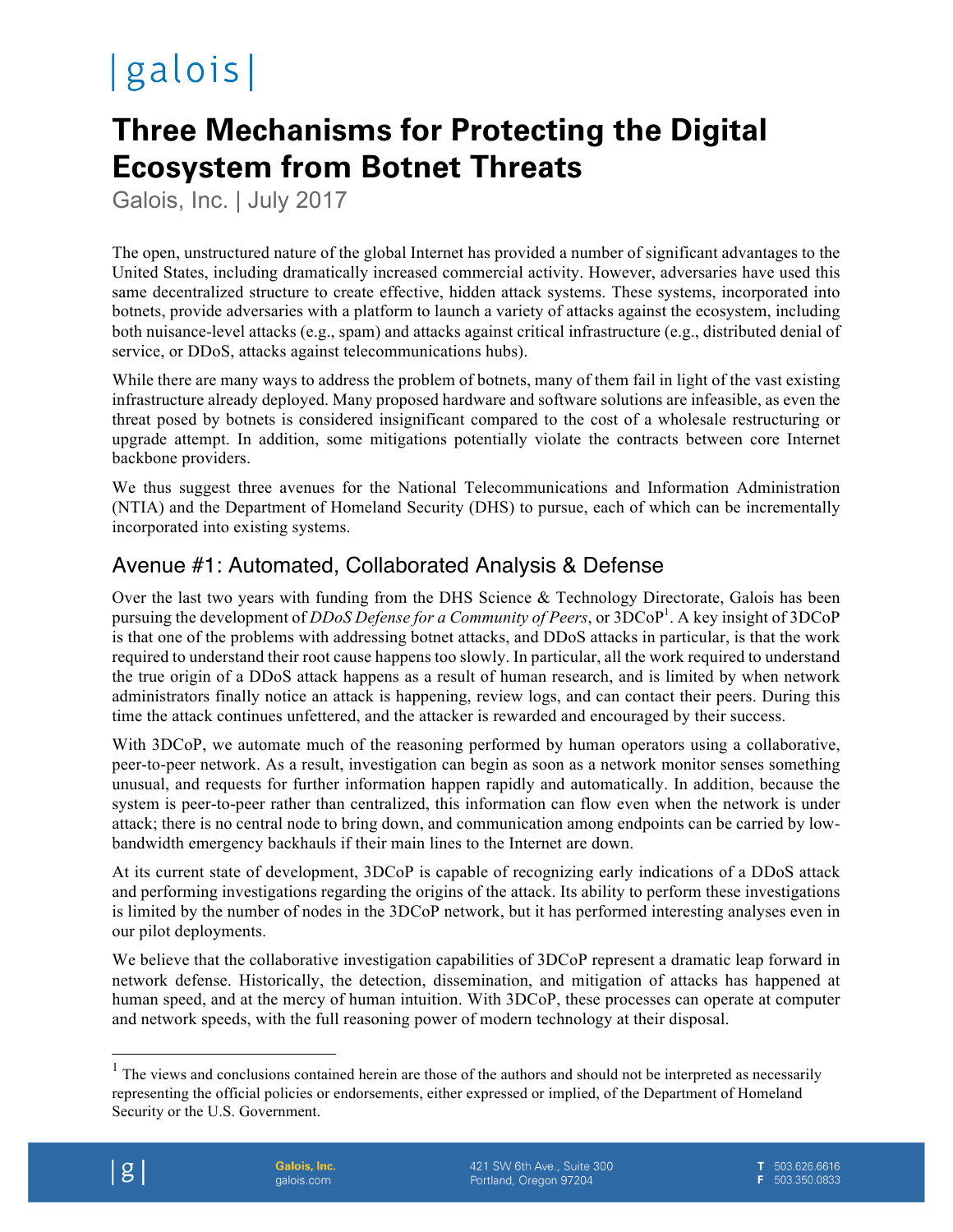|galois|

# Three Mechanisms for Protecting the Digital Ecosystem from Botnet Threats

Galois, Inc. | July 2017

The open, unstructured nature of the global Internet has provided a number of significant advantages to the United States, including dramatically increased commercial activity. However, adversaries have used this same decentralized structure to create effective, hidden attack systems. These systems, incorporated into botnets, provide adversaries with a platform to launch a variety of attacks against the ecosystem, including both nuisance-level attacks (e.g., spam) and attacks against critical infrastructure (e.g., distributed denial of service, or DDoS, attacks against telecommunications hubs).

While there are many ways to address the problem of botnets, many of them fail in light of the vast existing infrastructure already deployed. Many proposed hardware and software solutions are infeasible, as even the threat posed by botnets is considered insignificant compared to the cost of a wholesale restructuring or upgrade attempt. In addition, some mitigations potentially violate the contracts between core Internet backbone providers.

We thus suggest three avenues for the National Telecommunications and Information Administration (NTIA) and the Department of Homeland Security (DHS) to pursue, each of which can be incrementally incorporated into existing systems.

## Avenue #1: Automated, Collaborated Analysis & Defense

Over the last two years with funding from the DHS Science & Technology Directorate, Galois has been pursuing the development of *DDoS Defense for a Community of Peers*, or 3DCoP[1]. A key insight of 3DCoP is that one of the problems with addressing botnet attacks, and DDoS attacks in particular, is that the work required to understand their root cause happens too slowly. In particular, all the work required to understand the true origin of a DDoS attack happens as a result of human research, and is limited by when network administrators finally notice an attack is happening, review logs, and can contact their peers. During this time the attack continues unfettered, and the attacker is rewarded and encouraged by their success.

With 3DCoP, we automate much of the reasoning performed by human operators using a collaborative, peer-to-peer network. As a result, investigation can begin as soon as a network monitor senses something unusual, and requests for further information happen rapidly and automatically. In addition, because the system is peer-to-peer rather than centralized, this information can flow even when the network is under attack; there is no central node to bring down, and communication among endpoints can be carried by low-bandwidth emergency backhauls if their main lines to the Internet are down.

At its current state of development, 3DCoP is capable of recognizing early indications of a DDoS attack and performing investigations regarding the origins of the attack. Its ability to perform these investigations is limited by the number of nodes in the 3DCoP network, but it has performed interesting analyses even in our pilot deployments.

We believe that the collaborative investigation capabilities of 3DCoP represent a dramatic leap forward in network defense. Historically, the detection, dissemination, and mitigation of attacks has happened at human speed, and at the mercy of human intuition. With 3DCoP, these processes can operate at computer and network speeds, with the full reasoning power of modern technology at their disposal.

[1] The views and conclusions contained herein are those of the authors and should not be interpreted as necessarily representing the official policies or endorsements, either expressed or implied, of the Department of Homeland Security or the U.S. Government.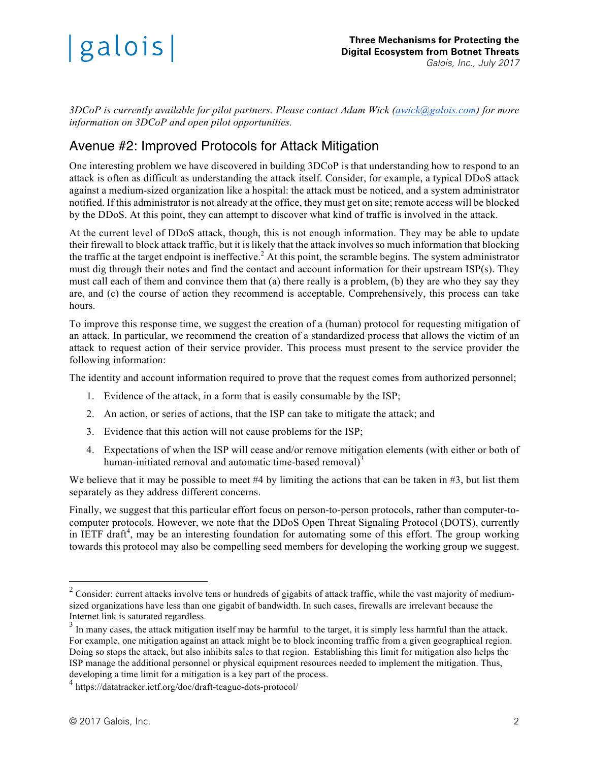*3DCoP is currently available for pilot partners. Please contact Adam Wick (awick@galois.com) for more information on 3DCoP and open pilot opportunities.*

## Avenue #2: Improved Protocols for Attack Mitigation

One interesting problem we have discovered in building 3DCoP is that understanding how to respond to an attack is often as difficult as understanding the attack itself. Consider, for example, a typical DDoS attack against a medium-sized organization like a hospital: the attack must be noticed, and a system administrator notified. If this administrator is not already at the office, they must get on site; remote access will be blocked by the DDoS. At this point, they can attempt to discover what kind of traffic is involved in the attack.

At the current level of DDoS attack, though, this is not enough information. They may be able to update their firewall to block attack traffic, but it is likely that the attack involves so much information that blocking the traffic at the target endpoint is ineffective.[2] At this point, the scramble begins. The system administrator must dig through their notes and find the contact and account information for their upstream ISP(s). They must call each of them and convince them that (a) there really is a problem, (b) they are who they say they are, and (c) the course of action they recommend is acceptable. Comprehensively, this process can take hours.

To improve this response time, we suggest the creation of a (human) protocol for requesting mitigation of an attack. In particular, we recommend the creation of a standardized process that allows the victim of an attack to request action of their service provider. This process must present to the service provider the following information:

The identity and account information required to prove that the request comes from authorized personnel;

1. Evidence of the attack, in a form that is easily consumable by the ISP;
2. An action, or series of actions, that the ISP can take to mitigate the attack; and
3. Evidence that this action will not cause problems for the ISP;
4. Expectations of when the ISP will cease and/or remove mitigation elements (with either or both of human-initiated removal and automatic time-based removal)[3]

We believe that it may be possible to meet #4 by limiting the actions that can be taken in #3, but list them separately as they address different concerns.

Finally, we suggest that this particular effort focus on person-to-person protocols, rather than computer-to-computer protocols. However, we note that the DDoS Open Threat Signaling Protocol (DOTS), currently in IETF draft[4], may be an interesting foundation for automating some of this effort. The group working towards this protocol may also be compelling seed members for developing the working group we suggest.

---

[2] Consider: current attacks involve tens or hundreds of gigabits of attack traffic, while the vast majority of medium-sized organizations have less than one gigabit of bandwidth. In such cases, firewalls are irrelevant because the Internet link is saturated regardless.

[3] In many cases, the attack mitigation itself may be harmful to the target, it is simply less harmful than the attack. For example, one mitigation against an attack might be to block incoming traffic from a given geographical region. Doing so stops the attack, but also inhibits sales to that region. Establishing this limit for mitigation also helps the ISP manage the additional personnel or physical equipment resources needed to implement the mitigation. Thus, developing a time limit for a mitigation is a key part of the process.

[4] https://datatracker.ietf.org/doc/draft-teague-dots-protocol/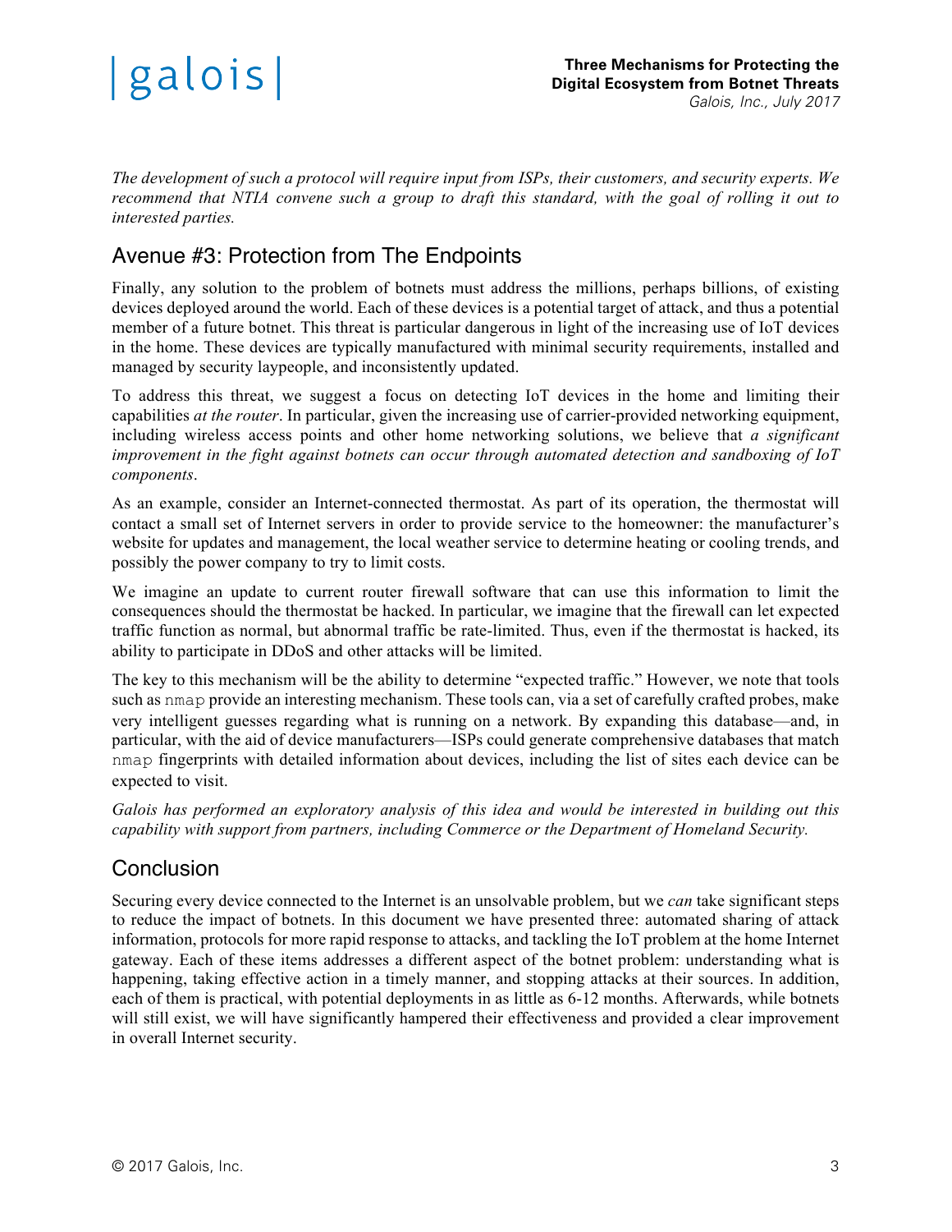*The development of such a protocol will require input from ISPs, their customers, and security experts. We recommend that NTIA convene such a group to draft this standard, with the goal of rolling it out to interested parties.*

## Avenue #3: Protection from The Endpoints

Finally, any solution to the problem of botnets must address the millions, perhaps billions, of existing devices deployed around the world. Each of these devices is a potential target of attack, and thus a potential member of a future botnet. This threat is particular dangerous in light of the increasing use of IoT devices in the home. These devices are typically manufactured with minimal security requirements, installed and managed by security laypeople, and inconsistently updated.

To address this threat, we suggest a focus on detecting IoT devices in the home and limiting their capabilities *at the router*. In particular, given the increasing use of carrier-provided networking equipment, including wireless access points and other home networking solutions, we believe that *a significant improvement in the fight against botnets can occur through automated detection and sandboxing of IoT components*.

As an example, consider an Internet-connected thermostat. As part of its operation, the thermostat will contact a small set of Internet servers in order to provide service to the homeowner: the manufacturer's website for updates and management, the local weather service to determine heating or cooling trends, and possibly the power company to try to limit costs.

We imagine an update to current router firewall software that can use this information to limit the consequences should the thermostat be hacked. In particular, we imagine that the firewall can let expected traffic function as normal, but abnormal traffic be rate-limited. Thus, even if the thermostat is hacked, its ability to participate in DDoS and other attacks will be limited.

The key to this mechanism will be the ability to determine "expected traffic." However, we note that tools such as `nmap` provide an interesting mechanism. These tools can, via a set of carefully crafted probes, make very intelligent guesses regarding what is running on a network. By expanding this database—and, in particular, with the aid of device manufacturers—ISPs could generate comprehensive databases that match `nmap` fingerprints with detailed information about devices, including the list of sites each device can be expected to visit.

*Galois has performed an exploratory analysis of this idea and would be interested in building out this capability with support from partners, including Commerce or the Department of Homeland Security.*

## Conclusion

Securing every device connected to the Internet is an unsolvable problem, but we *can* take significant steps to reduce the impact of botnets. In this document we have presented three: automated sharing of attack information, protocols for more rapid response to attacks, and tackling the IoT problem at the home Internet gateway. Each of these items addresses a different aspect of the botnet problem: understanding what is happening, taking effective action in a timely manner, and stopping attacks at their sources. In addition, each of them is practical, with potential deployments in as little as 6-12 months. Afterwards, while botnets will still exist, we will have significantly hampered their effectiveness and provided a clear improvement in overall Internet security.